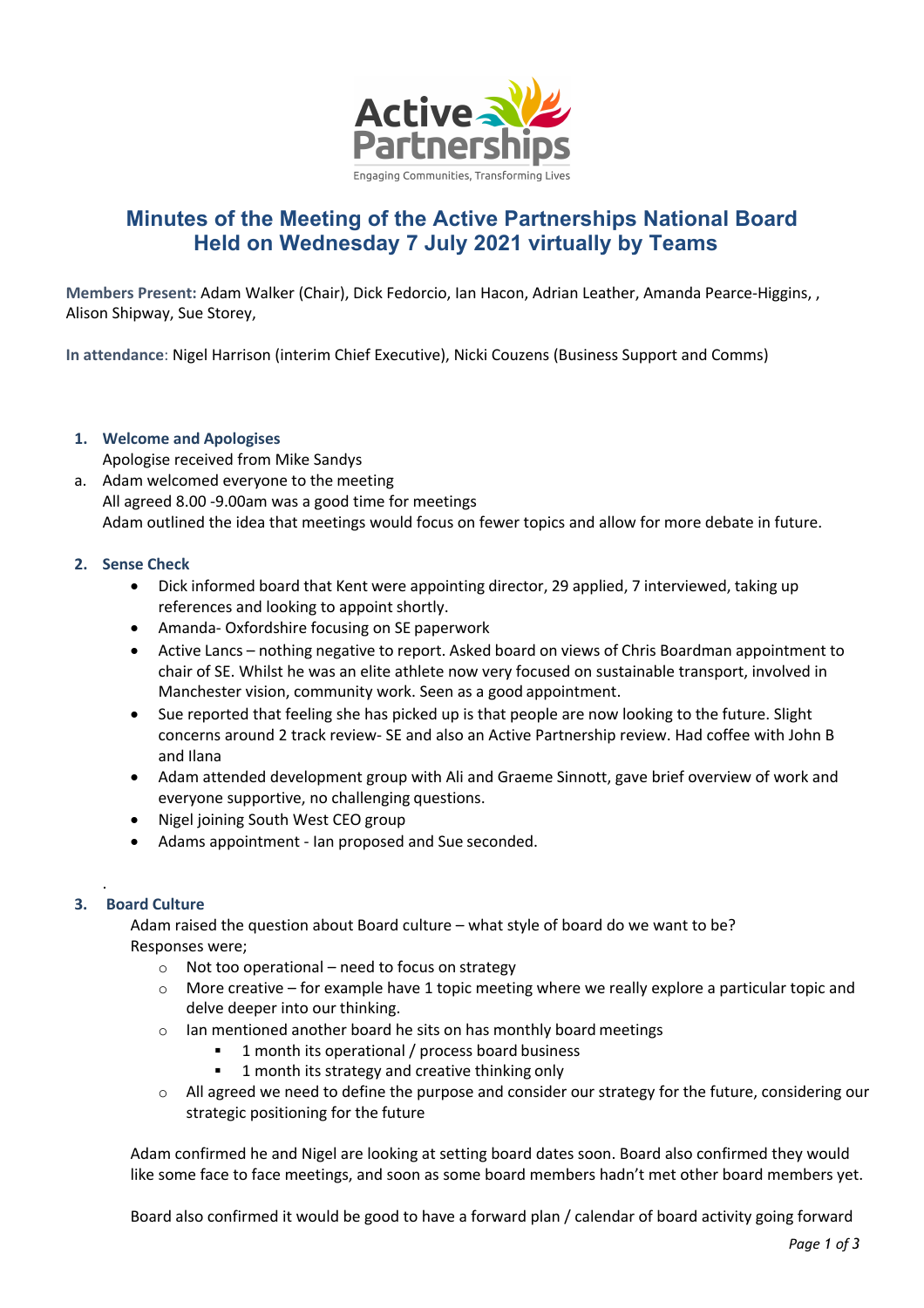# Minutes of the Meeting of the Active Partnerships National Board Held on Wednesday 7 July 2021 virtually by Teams

**Members Present:** Adam Walker (Chair), Dick Fedorcio, Ian Hacon, Adrian Leather, Amanda Pearce-Higgins, , Alison Shipway, Sue Storey,

**In attendance**: Nigel Harrison (interim Chief Executive), Nicki Couzens (Business Support and Comms)

### 1. Welcome and Apologises

Apologise received from Mike Sandys

a. Adam welcomed everyone to the meeting
All agreed 8.00 -9.00am was a good time for meetings
Adam outlined the idea that meetings would focus on fewer topics and allow for more debate in future.

### 2. Sense Check

- Dick informed board that Kent were appointing director, 29 applied, 7 interviewed, taking up references and looking to appoint shortly.
- Amanda- Oxfordshire focusing on SE paperwork
- Active Lancs – nothing negative to report. Asked board on views of Chris Boardman appointment to chair of SE. Whilst he was an elite athlete now very focused on sustainable transport, involved in Manchester vision, community work. Seen as a good appointment.
- Sue reported that feeling she has picked up is that people are now looking to the future. Slight concerns around 2 track review- SE and also an Active Partnership review. Had coffee with John B and Ilana
- Adam attended development group with Ali and Graeme Sinnott, gave brief overview of work and everyone supportive, no challenging questions.
- Nigel joining South West CEO group
- Adams appointment - Ian proposed and Sue seconded.

.

### 3. Board Culture

Adam raised the question about Board culture – what style of board do we want to be?
Responses were;

- Not too operational – need to focus on strategy
- More creative – for example have 1 topic meeting where we really explore a particular topic and delve deeper into our thinking.
- Ian mentioned another board he sits on has monthly board meetings
  - 1 month its operational / process board business
  - 1 month its strategy and creative thinking only
- All agreed we need to define the purpose and consider our strategy for the future, considering our strategic positioning for the future

Adam confirmed he and Nigel are looking at setting board dates soon. Board also confirmed they would like some face to face meetings, and soon as some board members hadn't met other board members yet.

Board also confirmed it would be good to have a forward plan / calendar of board activity going forward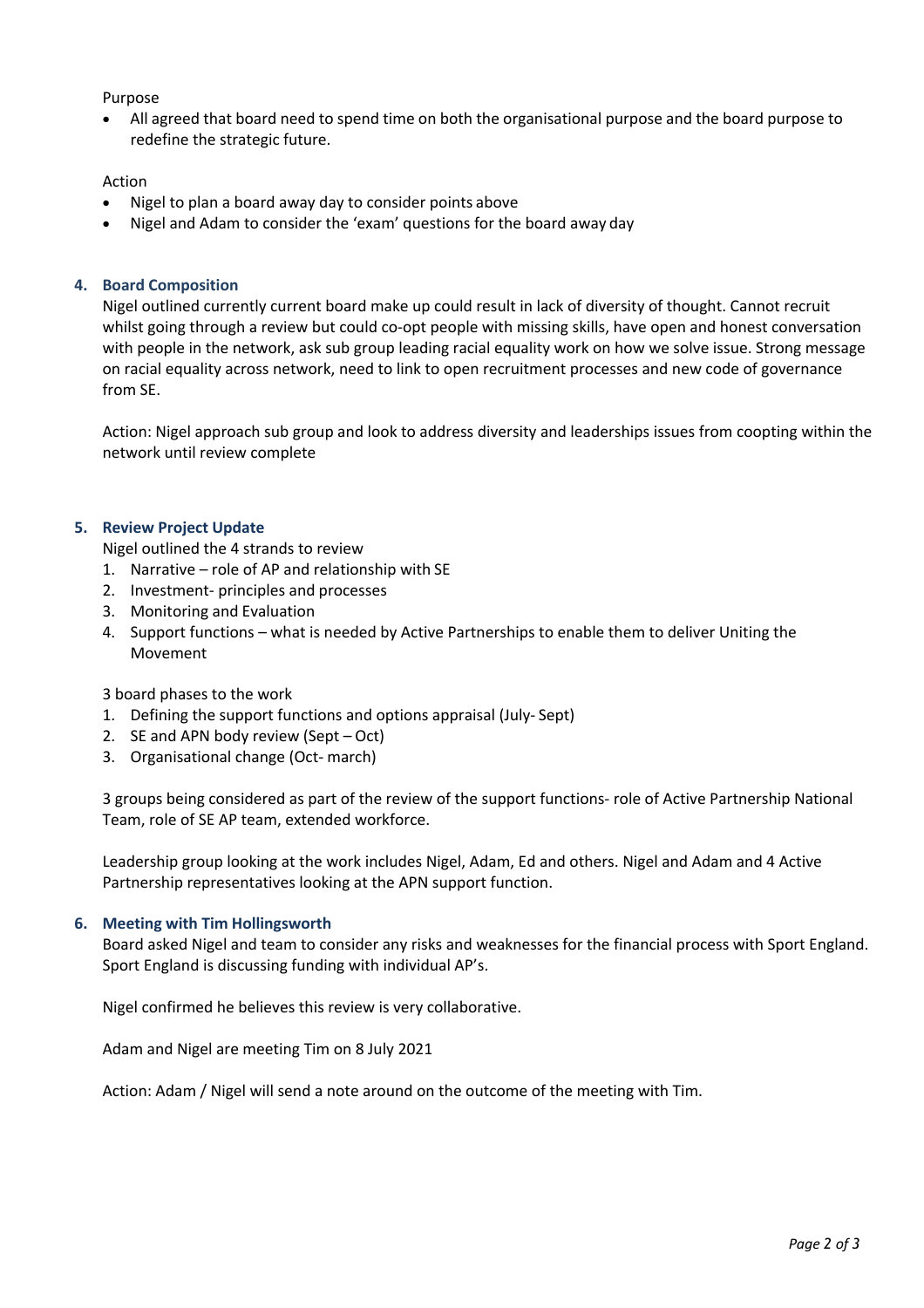Purpose

- All agreed that board need to spend time on both the organisational purpose and the board purpose to redefine the strategic future.

Action

- Nigel to plan a board away day to consider points above
- Nigel and Adam to consider the 'exam' questions for the board away day

## 4. Board Composition

Nigel outlined currently current board make up could result in lack of diversity of thought. Cannot recruit whilst going through a review but could co-opt people with missing skills, have open and honest conversation with people in the network, ask sub group leading racial equality work on how we solve issue. Strong message on racial equality across network, need to link to open recruitment processes and new code of governance from SE.

Action: Nigel approach sub group and look to address diversity and leaderships issues from coopting within the network until review complete

## 5. Review Project Update

Nigel outlined the 4 strands to review

1. Narrative – role of AP and relationship with SE
2. Investment- principles and processes
3. Monitoring and Evaluation
4. Support functions – what is needed by Active Partnerships to enable them to deliver Uniting the Movement

3 board phases to the work

1. Defining the support functions and options appraisal (July- Sept)
2. SE and APN body review (Sept – Oct)
3. Organisational change (Oct- march)

3 groups being considered as part of the review of the support functions- role of Active Partnership National Team, role of SE AP team, extended workforce.

Leadership group looking at the work includes Nigel, Adam, Ed and others. Nigel and Adam and 4 Active Partnership representatives looking at the APN support function.

## 6. Meeting with Tim Hollingsworth

Board asked Nigel and team to consider any risks and weaknesses for the financial process with Sport England. Sport England is discussing funding with individual AP's.

Nigel confirmed he believes this review is very collaborative.

Adam and Nigel are meeting Tim on 8 July 2021

Action: Adam / Nigel will send a note around on the outcome of the meeting with Tim.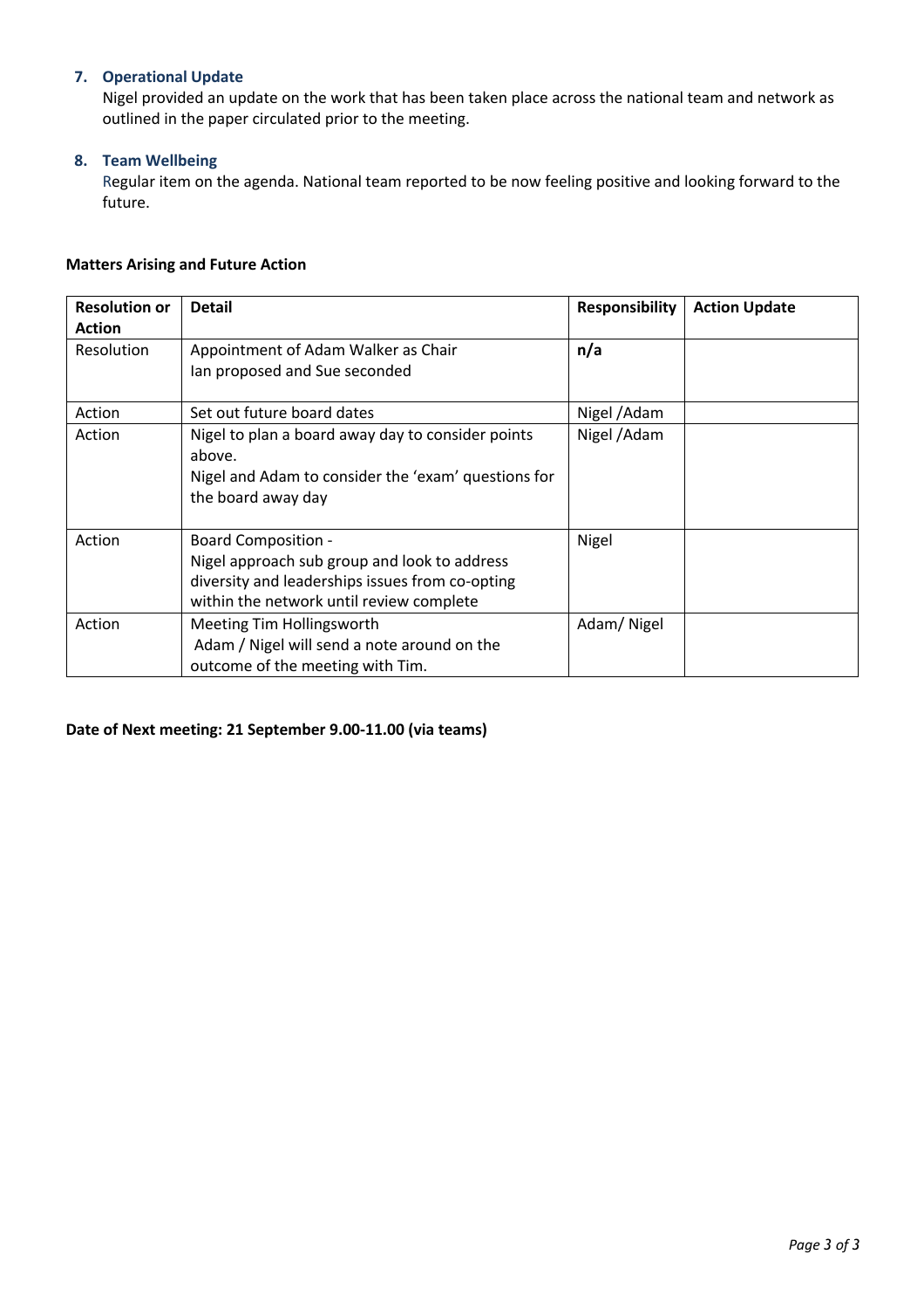### 7. Operational Update

Nigel provided an update on the work that has been taken place across the national team and network as outlined in the paper circulated prior to the meeting.

### 8. Team Wellbeing

Regular item on the agenda. National team reported to be now feeling positive and looking forward to the future.

**Matters Arising and Future Action**

| Resolution or Action | Detail | Responsibility | Action Update |
|---|---|---|---|
| Resolution | Appointment of Adam Walker as Chair<br>Ian proposed and Sue seconded | **n/a** | |
| Action | Set out future board dates | Nigel /Adam | |
| Action | Nigel to plan a board away day to consider points above.<br>Nigel and Adam to consider the 'exam' questions for the board away day | Nigel /Adam | |
| Action | Board Composition -<br>Nigel approach sub group and look to address diversity and leaderships issues from co-opting within the network until review complete | Nigel | |
| Action | Meeting Tim Hollingsworth<br>Adam / Nigel will send a note around on the outcome of the meeting with Tim. | Adam/ Nigel | |

**Date of Next meeting: 21 September 9.00-11.00 (via teams)**